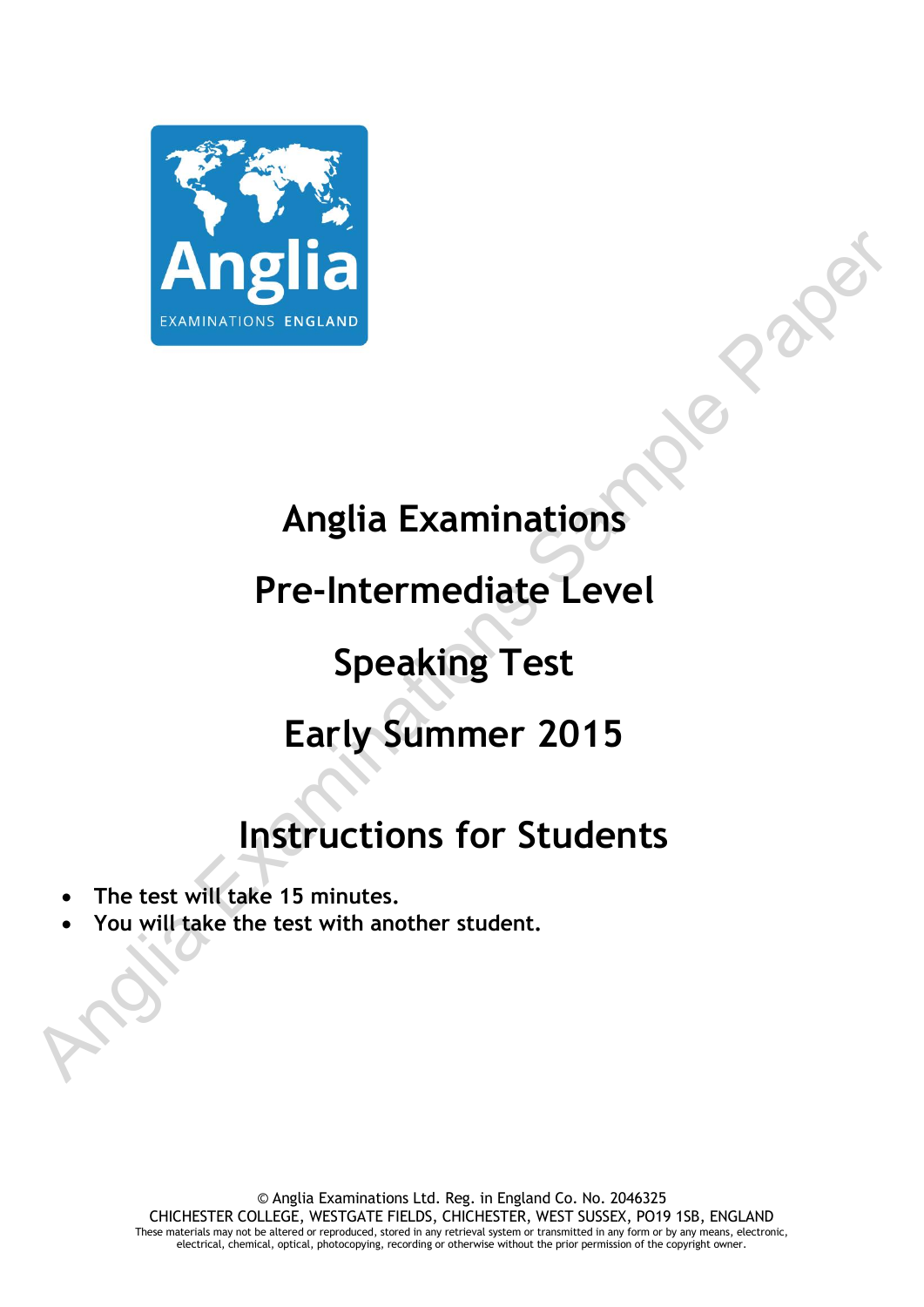# Anglia Examinations

# Pre-Intermediate Level

# Speaking Test

# Early Summer 2015

## Instructions for Students

- **The test will take 15 minutes.**
- **You will take the test with another student.**

© Anglia Examinations Ltd. Reg. in England Co. No. 2046325
CHICHESTER COLLEGE, WESTGATE FIELDS, CHICHESTER, WEST SUSSEX, PO19 1SB, ENGLAND
These materials may not be altered or reproduced, stored in any retrieval system or transmitted in any form or by any means, electronic, electrical, chemical, optical, photocopying, recording or otherwise without the prior permission of the copyright owner.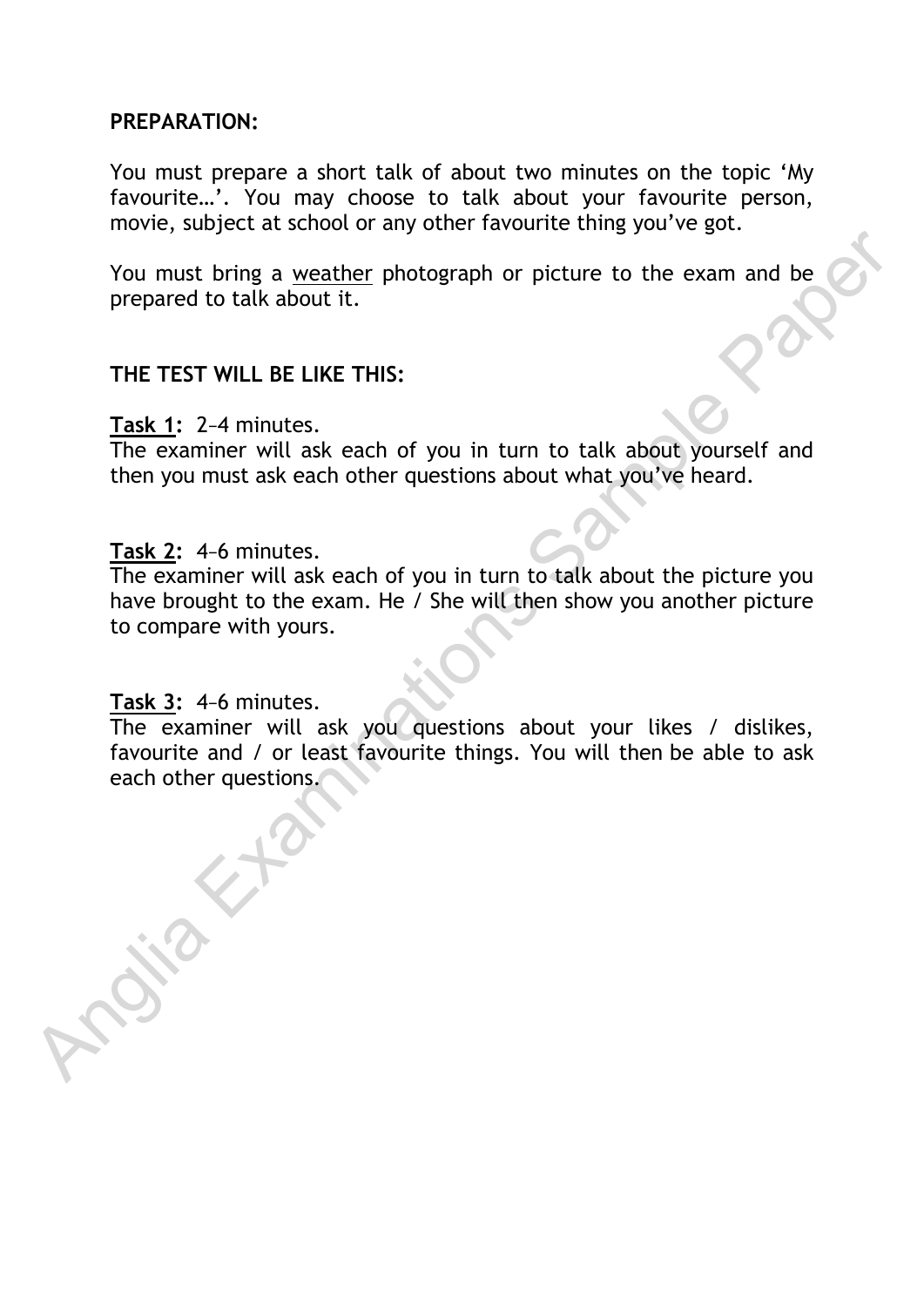**PREPARATION:**

You must prepare a short talk of about two minutes on the topic 'My favourite…'. You may choose to talk about your favourite person, movie, subject at school or any other favourite thing you've got.

You must bring a <u>weather</u> photograph or picture to the exam and be prepared to talk about it.

**THE TEST WILL BE LIKE THIS:**

**<u>Task 1</u>:** 2–4 minutes.
The examiner will ask each of you in turn to talk about yourself and then you must ask each other questions about what you've heard.

**<u>Task 2</u>:** 4–6 minutes.
The examiner will ask each of you in turn to talk about the picture you have brought to the exam. He / She will then show you another picture to compare with yours.

**<u>Task 3</u>:** 4–6 minutes.
The examiner will ask you questions about your likes / dislikes, favourite and / or least favourite things. You will then be able to ask each other questions.